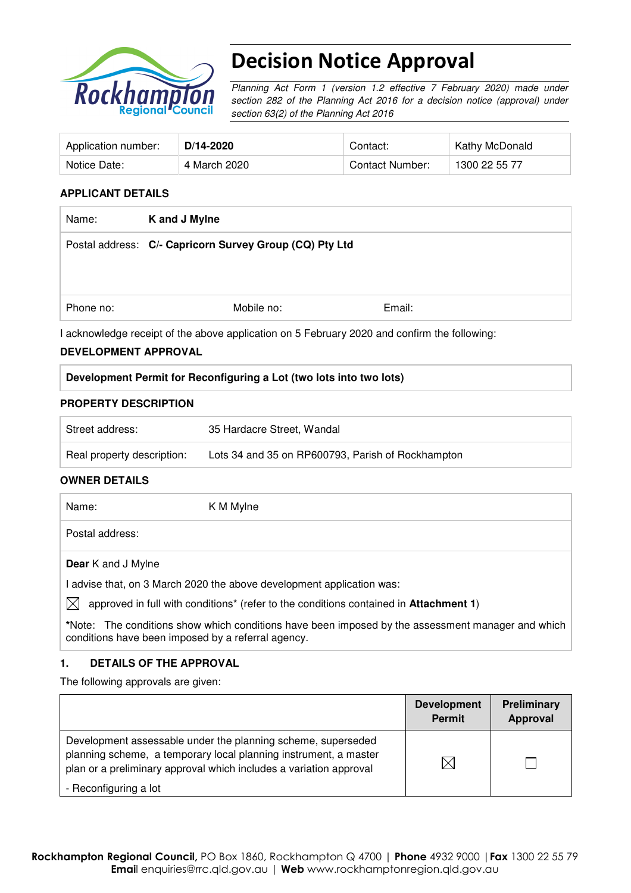# Decision Notice Approval

*Planning Act Form 1 (version 1.2 effective 7 February 2020) made under section 282 of the Planning Act 2016 for a decision notice (approval) under section 63(2) of the Planning Act 2016*

| Application number: | **D/14-2020** | Contact: | Kathy McDonald |
|---|---|---|---|
| Notice Date: | 4 March 2020 | Contact Number: | 1300 22 55 77 |

## APPLICANT DETAILS

| Name: | **K and J Mylne** | |
|---|---|---|
| Postal address: | **C/- Capricorn Survey Group (CQ) Pty Ltd** | |
| Phone no: | Mobile no: | Email: |

I acknowledge receipt of the above application on 5 February 2020 and confirm the following:

## DEVELOPMENT APPROVAL

**Development Permit for Reconfiguring a Lot (two lots into two lots)**

## PROPERTY DESCRIPTION

| Street address: | 35 Hardacre Street, Wandal |
|---|---|
| Real property description: | Lots 34 and 35 on RP600793, Parish of Rockhampton |

## OWNER DETAILS

| Name: | K M Mylne |
|---|---|
| Postal address: | |

**Dear** K and J Mylne

I advise that, on 3 March 2020 the above development application was:

☒ approved in full with conditions* (refer to the conditions contained in **Attachment 1**)

*Note: The conditions show which conditions have been imposed by the assessment manager and which conditions have been imposed by a referral agency.

## 1. DETAILS OF THE APPROVAL

The following approvals are given:

| | **Development Permit** | **Preliminary Approval** |
|---|---|---|
| Development assessable under the planning scheme, superseded planning scheme, a temporary local planning instrument, a master plan or a preliminary approval which includes a variation approval<br>- Reconfiguring a lot | ☒ | ☐ |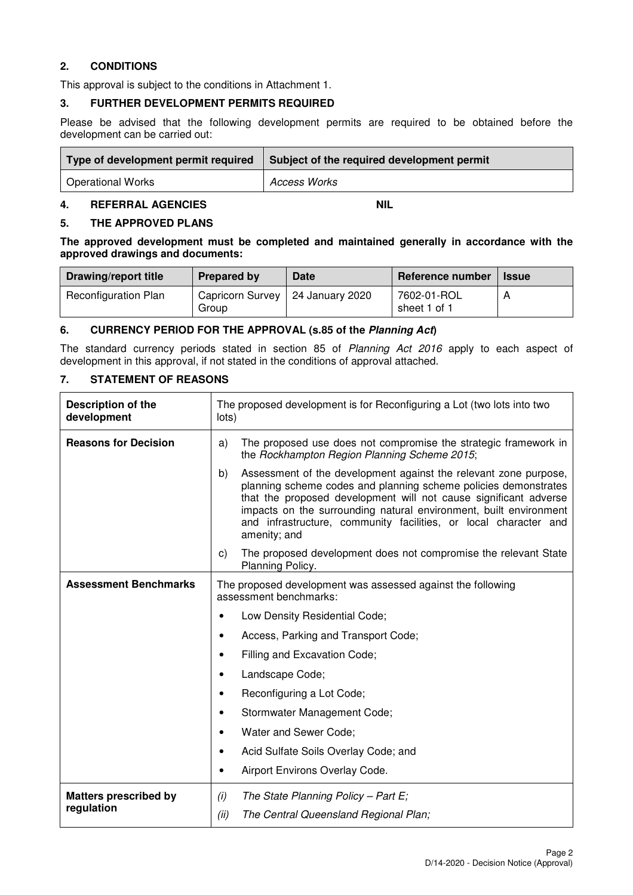## 2. CONDITIONS

This approval is subject to the conditions in Attachment 1.

## 3. FURTHER DEVELOPMENT PERMITS REQUIRED

Please be advised that the following development permits are required to be obtained before the development can be carried out:

| Type of development permit required | Subject of the required development permit |
|---|---|
| Operational Works | *Access Works* |

## 4. REFERRAL AGENCIES NIL

## 5. THE APPROVED PLANS

**The approved development must be completed and maintained generally in accordance with the approved drawings and documents:**

| Drawing/report title | Prepared by | Date | Reference number | Issue |
|---|---|---|---|---|
| Reconfiguration Plan | Capricorn Survey Group | 24 January 2020 | 7602-01-ROL sheet 1 of 1 | A |

## 6. CURRENCY PERIOD FOR THE APPROVAL (s.85 of the *Planning Act*)

The standard currency periods stated in section 85 of *Planning Act 2016* apply to each aspect of development in this approval, if not stated in the conditions of approval attached.

## 7. STATEMENT OF REASONS

| | |
|---|---|
| **Description of the development** | The proposed development is for Reconfiguring a Lot (two lots into two lots) |
| **Reasons for Decision** | a) The proposed use does not compromise the strategic framework in the *Rockhampton Region Planning Scheme 2015*; <br> b) Assessment of the development against the relevant zone purpose, planning scheme codes and planning scheme policies demonstrates that the proposed development will not cause significant adverse impacts on the surrounding natural environment, built environment and infrastructure, community facilities, or local character and amenity; and <br> c) The proposed development does not compromise the relevant State Planning Policy. |
| **Assessment Benchmarks** | The proposed development was assessed against the following assessment benchmarks: <br> • Low Density Residential Code; <br> • Access, Parking and Transport Code; <br> • Filling and Excavation Code; <br> • Landscape Code; <br> • Reconfiguring a Lot Code; <br> • Stormwater Management Code; <br> • Water and Sewer Code; <br> • Acid Sulfate Soils Overlay Code; and <br> • Airport Environs Overlay Code. |
| **Matters prescribed by regulation** | *(i) The State Planning Policy – Part E;* <br> *(ii) The Central Queensland Regional Plan;* |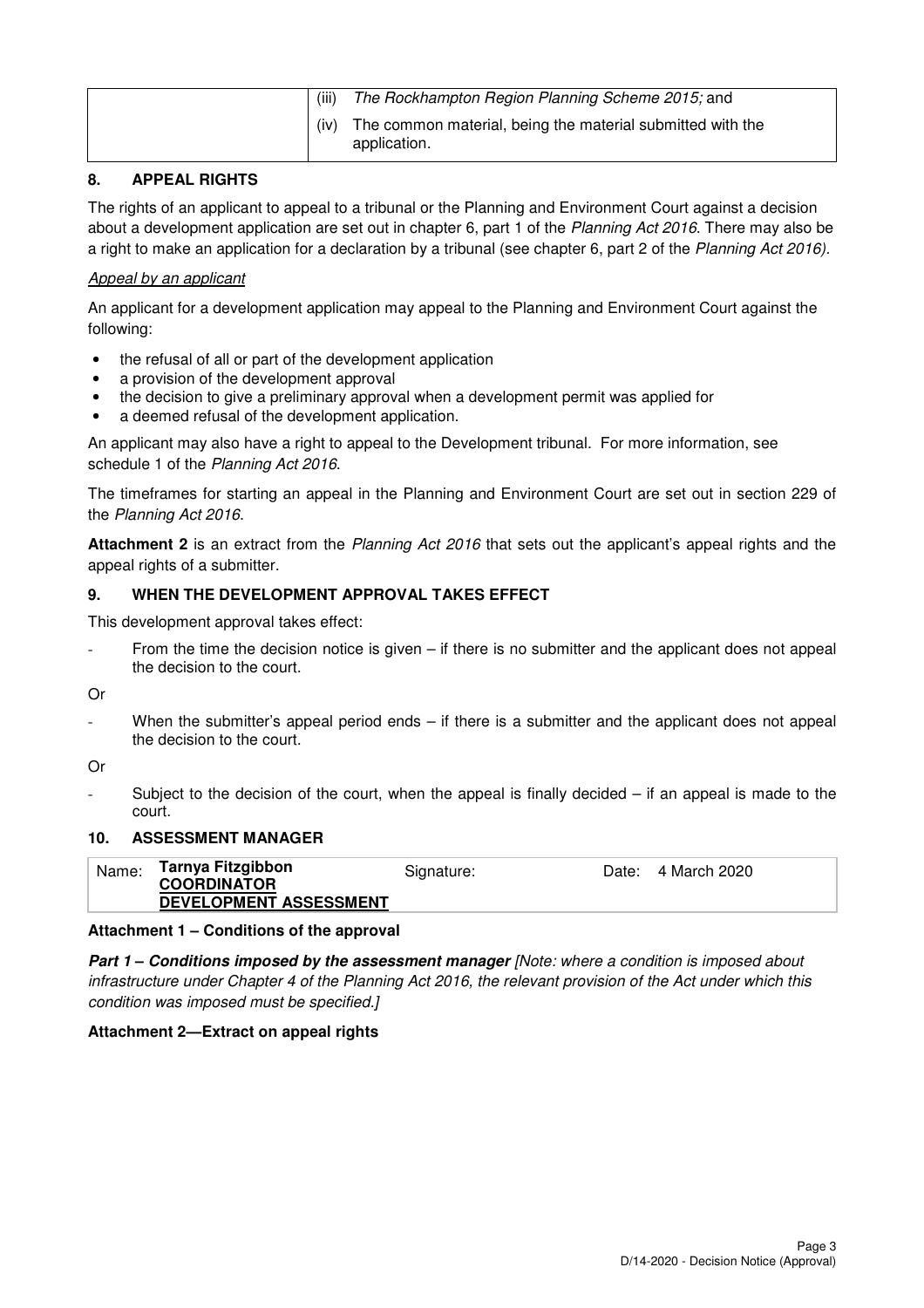| | (iii) *The Rockhampton Region Planning Scheme 2015;* and |
|---|---|
| | (iv) The common material, being the material submitted with the application. |

## 8. APPEAL RIGHTS

The rights of an applicant to appeal to a tribunal or the Planning and Environment Court against a decision about a development application are set out in chapter 6, part 1 of the *Planning Act 2016*. There may also be a right to make an application for a declaration by a tribunal (see chapter 6, part 2 of the *Planning Act 2016).*

*Appeal by an applicant*

An applicant for a development application may appeal to the Planning and Environment Court against the following:

- the refusal of all or part of the development application
- a provision of the development approval
- the decision to give a preliminary approval when a development permit was applied for
- a deemed refusal of the development application.

An applicant may also have a right to appeal to the Development tribunal. For more information, see schedule 1 of the *Planning Act 2016*.

The timeframes for starting an appeal in the Planning and Environment Court are set out in section 229 of the *Planning Act 2016*.

**Attachment 2** is an extract from the *Planning Act 2016* that sets out the applicant's appeal rights and the appeal rights of a submitter.

## 9. WHEN THE DEVELOPMENT APPROVAL TAKES EFFECT

This development approval takes effect:

- From the time the decision notice is given – if there is no submitter and the applicant does not appeal the decision to the court.

Or

- When the submitter's appeal period ends – if there is a submitter and the applicant does not appeal the decision to the court.

Or

- Subject to the decision of the court, when the appeal is finally decided – if an appeal is made to the court.

## 10. ASSESSMENT MANAGER

| Name: **Tarnya Fitzgibbon** **COORDINATOR DEVELOPMENT ASSESSMENT** | Signature: | Date: 4 March 2020 |
|---|---|---|

**Attachment 1 – Conditions of the approval**

***Part 1 – Conditions imposed by the assessment manager*** *[Note: where a condition is imposed about infrastructure under Chapter 4 of the Planning Act 2016, the relevant provision of the Act under which this condition was imposed must be specified.]*

**Attachment 2—Extract on appeal rights**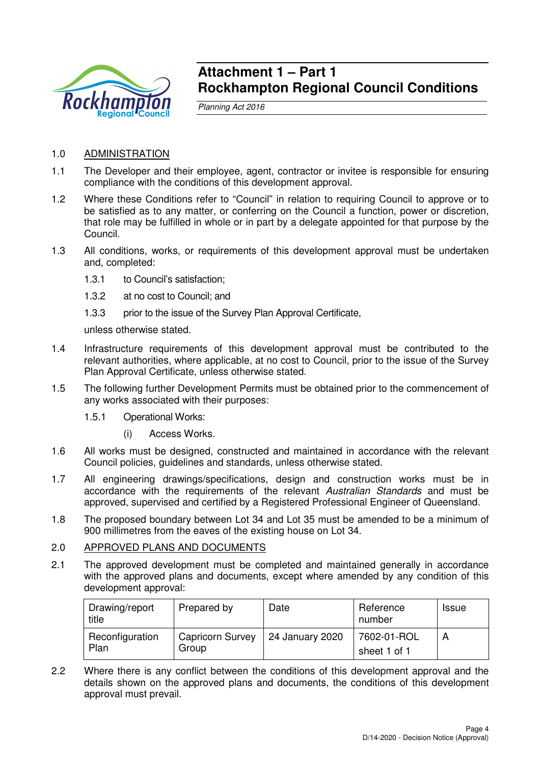# Attachment 1 – Part 1
# Rockhampton Regional Council Conditions

*Planning Act 2016*

1.0 ADMINISTRATION

1.1 The Developer and their employee, agent, contractor or invitee is responsible for ensuring compliance with the conditions of this development approval.

1.2 Where these Conditions refer to "Council" in relation to requiring Council to approve or to be satisfied as to any matter, or conferring on the Council a function, power or discretion, that role may be fulfilled in whole or in part by a delegate appointed for that purpose by the Council.

1.3 All conditions, works, or requirements of this development approval must be undertaken and, completed:

1.3.1 to Council's satisfaction;

1.3.2 at no cost to Council; and

1.3.3 prior to the issue of the Survey Plan Approval Certificate,

unless otherwise stated.

1.4 Infrastructure requirements of this development approval must be contributed to the relevant authorities, where applicable, at no cost to Council, prior to the issue of the Survey Plan Approval Certificate, unless otherwise stated.

1.5 The following further Development Permits must be obtained prior to the commencement of any works associated with their purposes:

1.5.1 Operational Works:

(i) Access Works.

1.6 All works must be designed, constructed and maintained in accordance with the relevant Council policies, guidelines and standards, unless otherwise stated.

1.7 All engineering drawings/specifications, design and construction works must be in accordance with the requirements of the relevant *Australian Standards* and must be approved, supervised and certified by a Registered Professional Engineer of Queensland.

1.8 The proposed boundary between Lot 34 and Lot 35 must be amended to be a minimum of 900 millimetres from the eaves of the existing house on Lot 34.

2.0 APPROVED PLANS AND DOCUMENTS

2.1 The approved development must be completed and maintained generally in accordance with the approved plans and documents, except where amended by any condition of this development approval:

| Drawing/report title | Prepared by | Date | Reference number | Issue |
|---|---|---|---|---|
| Reconfiguration Plan | Capricorn Survey Group | 24 January 2020 | 7602-01-ROL sheet 1 of 1 | A |

2.2 Where there is any conflict between the conditions of this development approval and the details shown on the approved plans and documents, the conditions of this development approval must prevail.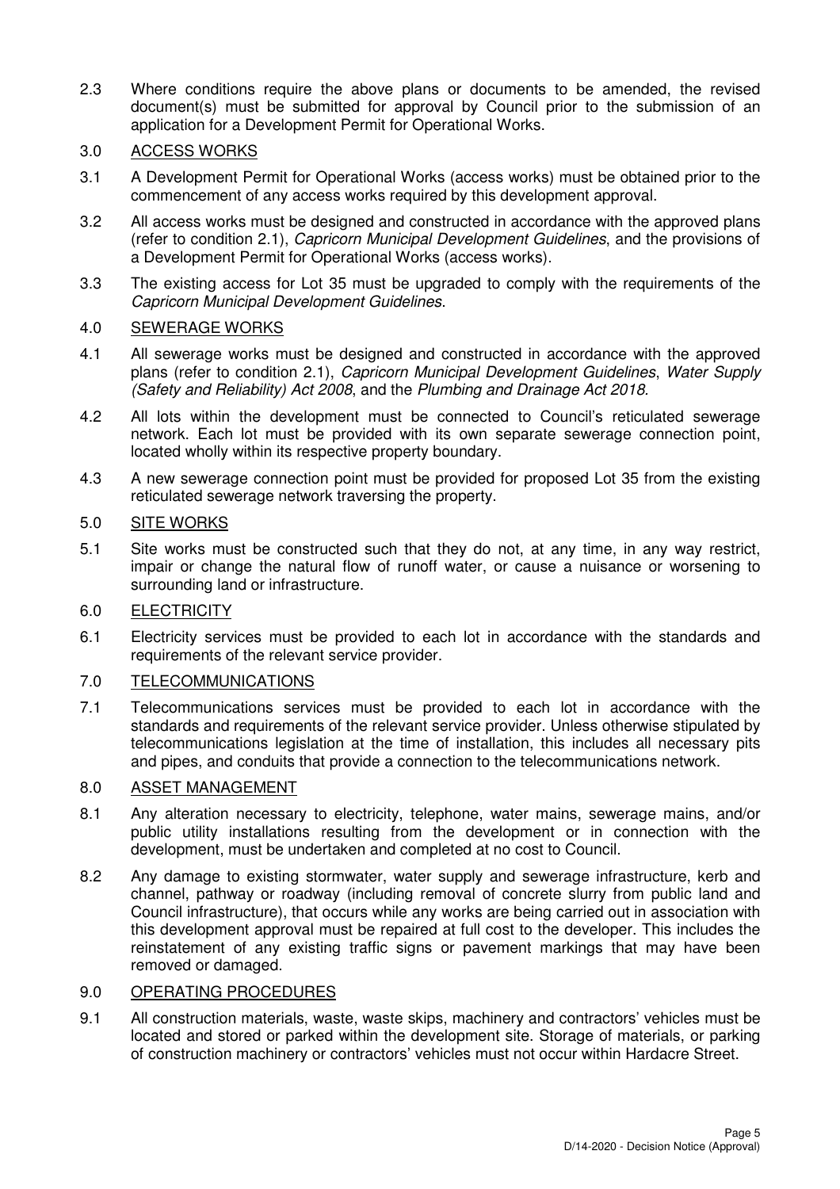2.3 Where conditions require the above plans or documents to be amended, the revised document(s) must be submitted for approval by Council prior to the submission of an application for a Development Permit for Operational Works.

3.0 ACCESS WORKS

3.1 A Development Permit for Operational Works (access works) must be obtained prior to the commencement of any access works required by this development approval.

3.2 All access works must be designed and constructed in accordance with the approved plans (refer to condition 2.1), *Capricorn Municipal Development Guidelines*, and the provisions of a Development Permit for Operational Works (access works).

3.3 The existing access for Lot 35 must be upgraded to comply with the requirements of the *Capricorn Municipal Development Guidelines*.

4.0 SEWERAGE WORKS

4.1 All sewerage works must be designed and constructed in accordance with the approved plans (refer to condition 2.1), *Capricorn Municipal Development Guidelines*, *Water Supply (Safety and Reliability) Act 2008*, and the *Plumbing and Drainage Act 2018*.

4.2 All lots within the development must be connected to Council's reticulated sewerage network. Each lot must be provided with its own separate sewerage connection point, located wholly within its respective property boundary.

4.3 A new sewerage connection point must be provided for proposed Lot 35 from the existing reticulated sewerage network traversing the property.

5.0 SITE WORKS

5.1 Site works must be constructed such that they do not, at any time, in any way restrict, impair or change the natural flow of runoff water, or cause a nuisance or worsening to surrounding land or infrastructure.

6.0 ELECTRICITY

6.1 Electricity services must be provided to each lot in accordance with the standards and requirements of the relevant service provider.

7.0 TELECOMMUNICATIONS

7.1 Telecommunications services must be provided to each lot in accordance with the standards and requirements of the relevant service provider. Unless otherwise stipulated by telecommunications legislation at the time of installation, this includes all necessary pits and pipes, and conduits that provide a connection to the telecommunications network.

8.0 ASSET MANAGEMENT

8.1 Any alteration necessary to electricity, telephone, water mains, sewerage mains, and/or public utility installations resulting from the development or in connection with the development, must be undertaken and completed at no cost to Council.

8.2 Any damage to existing stormwater, water supply and sewerage infrastructure, kerb and channel, pathway or roadway (including removal of concrete slurry from public land and Council infrastructure), that occurs while any works are being carried out in association with this development approval must be repaired at full cost to the developer. This includes the reinstatement of any existing traffic signs or pavement markings that may have been removed or damaged.

9.0 OPERATING PROCEDURES

9.1 All construction materials, waste, waste skips, machinery and contractors' vehicles must be located and stored or parked within the development site. Storage of materials, or parking of construction machinery or contractors' vehicles must not occur within Hardacre Street.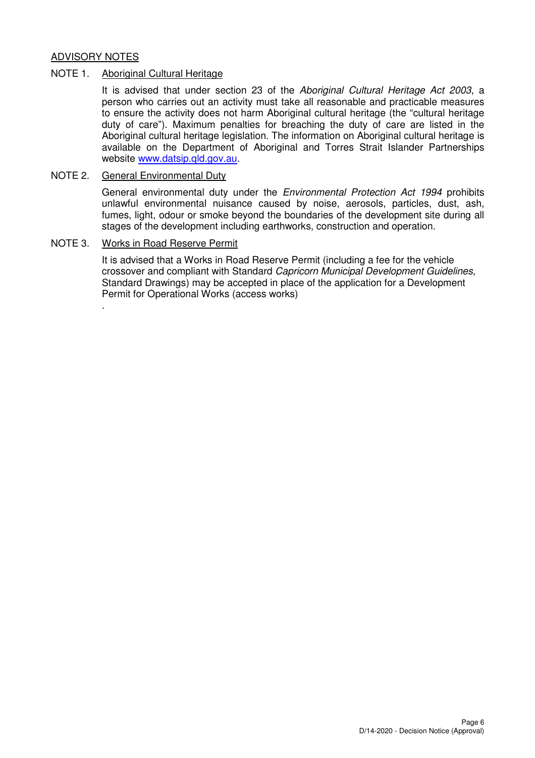## ADVISORY NOTES

NOTE 1. Aboriginal Cultural Heritage

It is advised that under section 23 of the *Aboriginal Cultural Heritage Act 2003*, a person who carries out an activity must take all reasonable and practicable measures to ensure the activity does not harm Aboriginal cultural heritage (the "cultural heritage duty of care"). Maximum penalties for breaching the duty of care are listed in the Aboriginal cultural heritage legislation. The information on Aboriginal cultural heritage is available on the Department of Aboriginal and Torres Strait Islander Partnerships website www.datsip.qld.gov.au.

NOTE 2. General Environmental Duty

General environmental duty under the *Environmental Protection Act 1994* prohibits unlawful environmental nuisance caused by noise, aerosols, particles, dust, ash, fumes, light, odour or smoke beyond the boundaries of the development site during all stages of the development including earthworks, construction and operation.

NOTE 3. Works in Road Reserve Permit

It is advised that a Works in Road Reserve Permit (including a fee for the vehicle crossover and compliant with Standard *Capricorn Municipal Development Guidelines,* Standard Drawings) may be accepted in place of the application for a Development Permit for Operational Works (access works)

.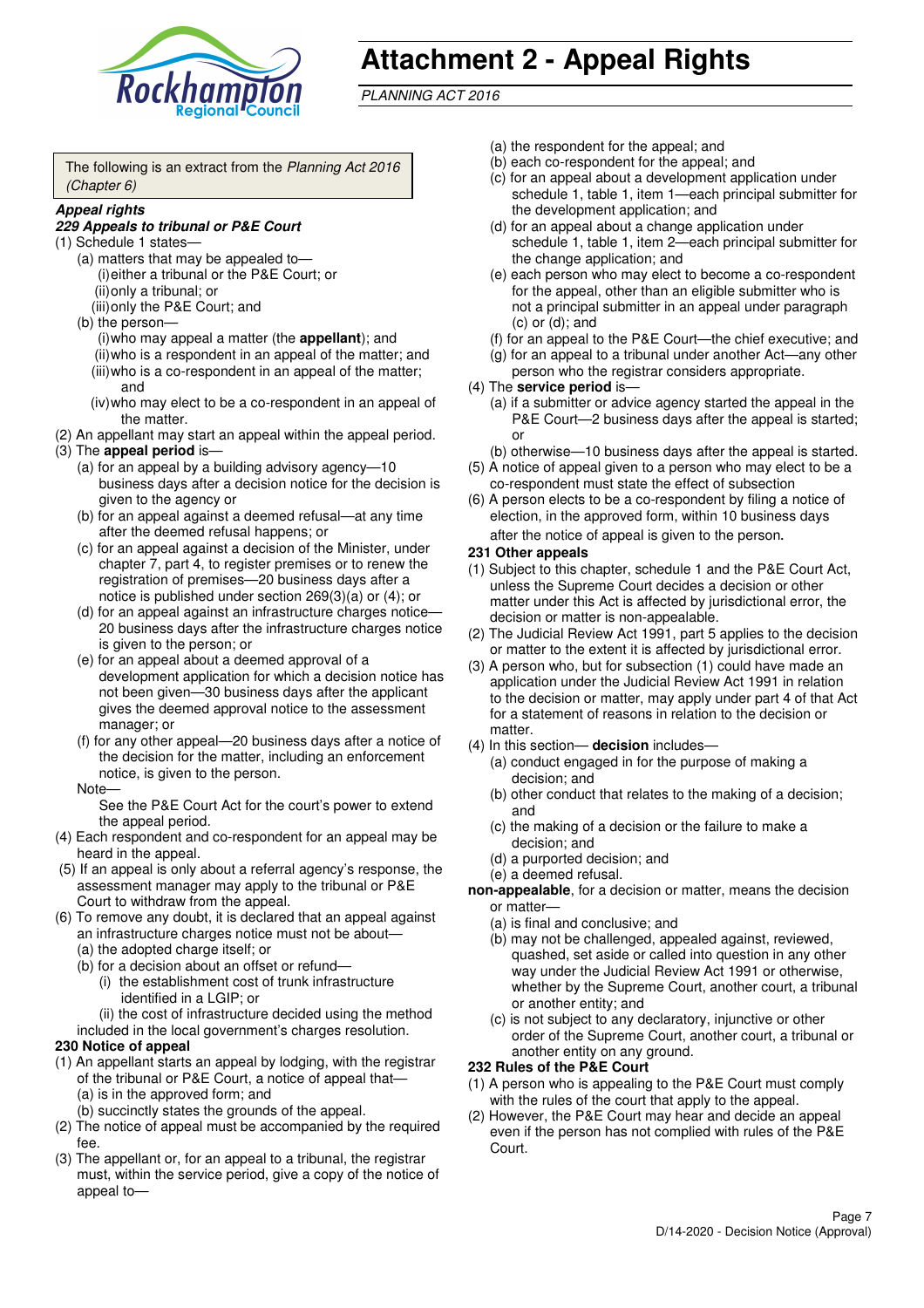# Attachment 2 - Appeal Rights

*PLANNING ACT 2016*

The following is an extract from the *Planning Act 2016 (Chapter 6)*

***Appeal rights***

***229 Appeals to tribunal or P&E Court***

(1) Schedule 1 states—

- (a) matters that may be appealed to—
  - (i) either a tribunal or the P&E Court; or
  - (ii) only a tribunal; or
  - (iii) only the P&E Court; and
- (b) the person—
  - (i) who may appeal a matter (the **appellant**); and
  - (ii) who is a respondent in an appeal of the matter; and
  - (iii) who is a co-respondent in an appeal of the matter; and
  - (iv) who may elect to be a co-respondent in an appeal of the matter.

(2) An appellant may start an appeal within the appeal period.

(3) The **appeal period** is—

- (a) for an appeal by a building advisory agency—10 business days after a decision notice for the decision is given to the agency or
- (b) for an appeal against a deemed refusal—at any time after the deemed refusal happens; or
- (c) for an appeal against a decision of the Minister, under chapter 7, part 4, to register premises or to renew the registration of premises—20 business days after a notice is published under section 269(3)(a) or (4); or
- (d) for an appeal against an infrastructure charges notice—20 business days after the infrastructure charges notice is given to the person; or
- (e) for an appeal about a deemed approval of a development application for which a decision notice has not been given—30 business days after the applicant gives the deemed approval notice to the assessment manager; or
- (f) for any other appeal—20 business days after a notice of the decision for the matter, including an enforcement notice, is given to the person.

Note—

See the P&E Court Act for the court's power to extend the appeal period.

(4) Each respondent and co-respondent for an appeal may be heard in the appeal.

(5) If an appeal is only about a referral agency's response, the assessment manager may apply to the tribunal or P&E Court to withdraw from the appeal.

(6) To remove any doubt, it is declared that an appeal against an infrastructure charges notice must not be about—

- (a) the adopted charge itself; or
- (b) for a decision about an offset or refund—
  - (i) the establishment cost of trunk infrastructure identified in a LGIP; or
  - (ii) the cost of infrastructure decided using the method

included in the local government's charges resolution.

**230 Notice of appeal**

(1) An appellant starts an appeal by lodging, with the registrar of the tribunal or P&E Court, a notice of appeal that—

- (a) is in the approved form; and
- (b) succinctly states the grounds of the appeal.

(2) The notice of appeal must be accompanied by the required fee.

(3) The appellant or, for an appeal to a tribunal, the registrar must, within the service period, give a copy of the notice of appeal to—

- (a) the respondent for the appeal; and
- (b) each co-respondent for the appeal; and
- (c) for an appeal about a development application under schedule 1, table 1, item 1—each principal submitter for the development application; and
- (d) for an appeal about a change application under schedule 1, table 1, item 2—each principal submitter for the change application; and
- (e) each person who may elect to become a co-respondent for the appeal, other than an eligible submitter who is not a principal submitter in an appeal under paragraph (c) or (d); and
- (f) for an appeal to the P&E Court—the chief executive; and
- (g) for an appeal to a tribunal under another Act—any other person who the registrar considers appropriate.

(4) The **service period** is—

- (a) if a submitter or advice agency started the appeal in the P&E Court—2 business days after the appeal is started; or
- (b) otherwise—10 business days after the appeal is started.

(5) A notice of appeal given to a person who may elect to be a co-respondent must state the effect of subsection

(6) A person elects to be a co-respondent by filing a notice of election, in the approved form, within 10 business days after the notice of appeal is given to the person.

**231 Other appeals**

(1) Subject to this chapter, schedule 1 and the P&E Court Act, unless the Supreme Court decides a decision or other matter under this Act is affected by jurisdictional error, the decision or matter is non-appealable.

(2) The Judicial Review Act 1991, part 5 applies to the decision or matter to the extent it is affected by jurisdictional error.

(3) A person who, but for subsection (1) could have made an application under the Judicial Review Act 1991 in relation to the decision or matter, may apply under part 4 of that Act for a statement of reasons in relation to the decision or matter.

(4) In this section— **decision** includes—

- (a) conduct engaged in for the purpose of making a decision; and
- (b) other conduct that relates to the making of a decision; and
- (c) the making of a decision or the failure to make a decision; and
- (d) a purported decision; and
- (e) a deemed refusal.

**non-appealable**, for a decision or matter, means the decision or matter—

- (a) is final and conclusive; and
- (b) may not be challenged, appealed against, reviewed, quashed, set aside or called into question in any other way under the Judicial Review Act 1991 or otherwise, whether by the Supreme Court, another court, a tribunal or another entity; and
- (c) is not subject to any declaratory, injunctive or other order of the Supreme Court, another court, a tribunal or another entity on any ground.

**232 Rules of the P&E Court**

(1) A person who is appealing to the P&E Court must comply with the rules of the court that apply to the appeal.

(2) However, the P&E Court may hear and decide an appeal even if the person has not complied with rules of the P&E Court.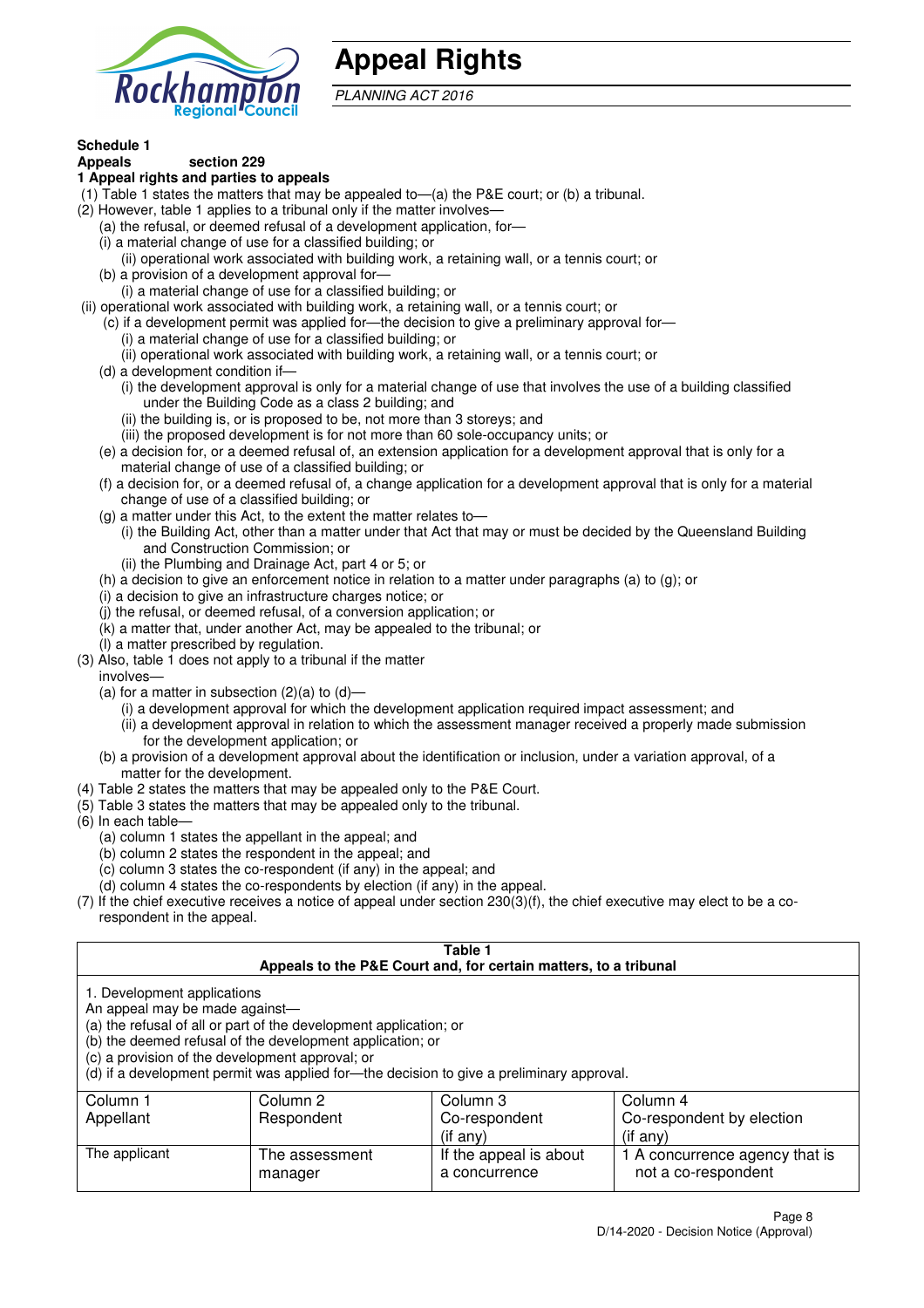# Appeal Rights

*PLANNING ACT 2016*

**Schedule 1**
**Appeals section 229**

**1 Appeal rights and parties to appeals**

(1) Table 1 states the matters that may be appealed to—(a) the P&E court; or (b) a tribunal.

(2) However, table 1 applies to a tribunal only if the matter involves—

- (a) the refusal, or deemed refusal of a development application, for—
  - (i) a material change of use for a classified building; or
  - (ii) operational work associated with building work, a retaining wall, or a tennis court; or
- (b) a provision of a development approval for—
  - (i) a material change of use for a classified building; or
  - (ii) operational work associated with building work, a retaining wall, or a tennis court; or
- (c) if a development permit was applied for—the decision to give a preliminary approval for—
  - (i) a material change of use for a classified building; or
  - (ii) operational work associated with building work, a retaining wall, or a tennis court; or
- (d) a development condition if—
  - (i) the development approval is only for a material change of use that involves the use of a building classified under the Building Code as a class 2 building; and
  - (ii) the building is, or is proposed to be, not more than 3 storeys; and
  - (iii) the proposed development is for not more than 60 sole-occupancy units; or
- (e) a decision for, or a deemed refusal of, an extension application for a development approval that is only for a material change of use of a classified building; or
- (f) a decision for, or a deemed refusal of, a change application for a development approval that is only for a material change of use of a classified building; or
- (g) a matter under this Act, to the extent the matter relates to—
  - (i) the Building Act, other than a matter under that Act that may or must be decided by the Queensland Building and Construction Commission; or
  - (ii) the Plumbing and Drainage Act, part 4 or 5; or
- (h) a decision to give an enforcement notice in relation to a matter under paragraphs (a) to (g); or
- (i) a decision to give an infrastructure charges notice; or
- (j) the refusal, or deemed refusal, of a conversion application; or
- (k) a matter that, under another Act, may be appealed to the tribunal; or
- (l) a matter prescribed by regulation.

(3) Also, table 1 does not apply to a tribunal if the matter involves—

- (a) for a matter in subsection (2)(a) to (d)—
  - (i) a development approval for which the development application required impact assessment; and
  - (ii) a development approval in relation to which the assessment manager received a properly made submission for the development application; or
- (b) a provision of a development approval about the identification or inclusion, under a variation approval, of a matter for the development.

(4) Table 2 states the matters that may be appealed only to the P&E Court.

(5) Table 3 states the matters that may be appealed only to the tribunal.

(6) In each table—

- (a) column 1 states the appellant in the appeal; and
- (b) column 2 states the respondent in the appeal; and
- (c) column 3 states the co-respondent (if any) in the appeal; and
- (d) column 4 states the co-respondents by election (if any) in the appeal.

(7) If the chief executive receives a notice of appeal under section 230(3)(f), the chief executive may elect to be a co-respondent in the appeal.

**Table 1**
**Appeals to the P&E Court and, for certain matters, to a tribunal**

1. Development applications

An appeal may be made against—
(a) the refusal of all or part of the development application; or
(b) the deemed refusal of the development application; or
(c) a provision of the development approval; or
(d) if a development permit was applied for—the decision to give a preliminary approval.

| Column 1<br>Appellant | Column 2<br>Respondent | Column 3<br>Co-respondent<br>(if any) | Column 4<br>Co-respondent by election<br>(if any) |
|---|---|---|---|
| The applicant | The assessment manager | If the appeal is about a concurrence | 1 A concurrence agency that is not a co-respondent |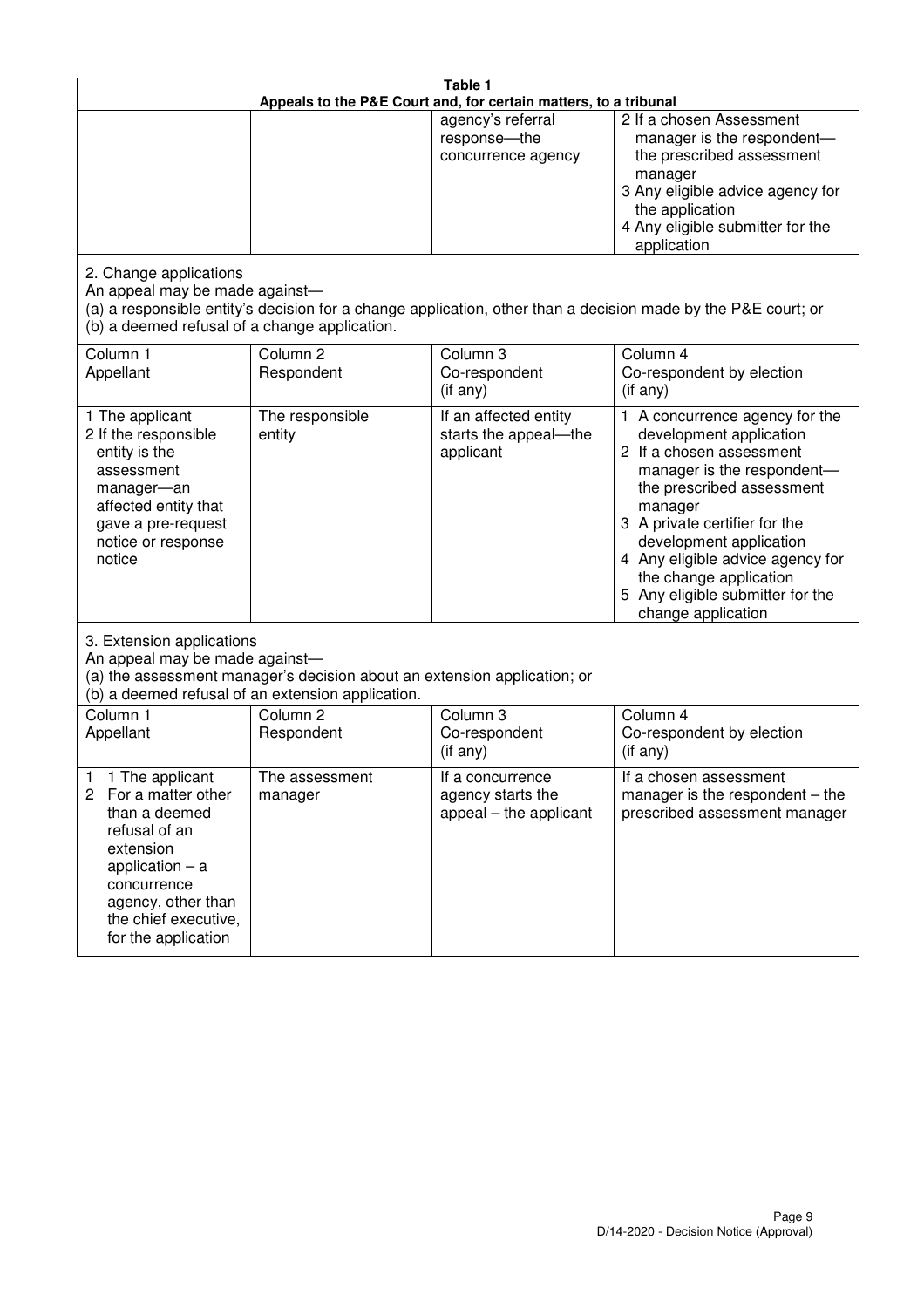**Table 1**
**Appeals to the P&E Court and, for certain matters, to a tribunal**

| | | | |
|---|---|---|---|
| | | agency's referral response—the concurrence agency | 2 If a chosen Assessment manager is the respondent—the prescribed assessment manager<br>3 Any eligible advice agency for the application<br>4 Any eligible submitter for the application |

2. Change applications
An appeal may be made against—
(a) a responsible entity's decision for a change application, other than a decision made by the P&E court; or
(b) a deemed refusal of a change application.

| Column 1<br>Appellant | Column 2<br>Respondent | Column 3<br>Co-respondent<br>(if any) | Column 4<br>Co-respondent by election<br>(if any) |
|---|---|---|---|
| 1 The applicant<br>2 If the responsible entity is the assessment manager—an affected entity that gave a pre-request notice or response notice | The responsible entity | If an affected entity starts the appeal—the applicant | 1 A concurrence agency for the development application<br>2 If a chosen assessment manager is the respondent—the prescribed assessment manager<br>3 A private certifier for the development application<br>4 Any eligible advice agency for the change application<br>5 Any eligible submitter for the change application |

3. Extension applications
An appeal may be made against—
(a) the assessment manager's decision about an extension application; or
(b) a deemed refusal of an extension application.

| Column 1<br>Appellant | Column 2<br>Respondent | Column 3<br>Co-respondent<br>(if any) | Column 4<br>Co-respondent by election<br>(if any) |
|---|---|---|---|
| 1 1 The applicant<br>2 For a matter other than a deemed refusal of an extension application – a concurrence agency, other than the chief executive, for the application | The assessment manager | If a concurrence agency starts the appeal – the applicant | If a chosen assessment manager is the respondent – the prescribed assessment manager |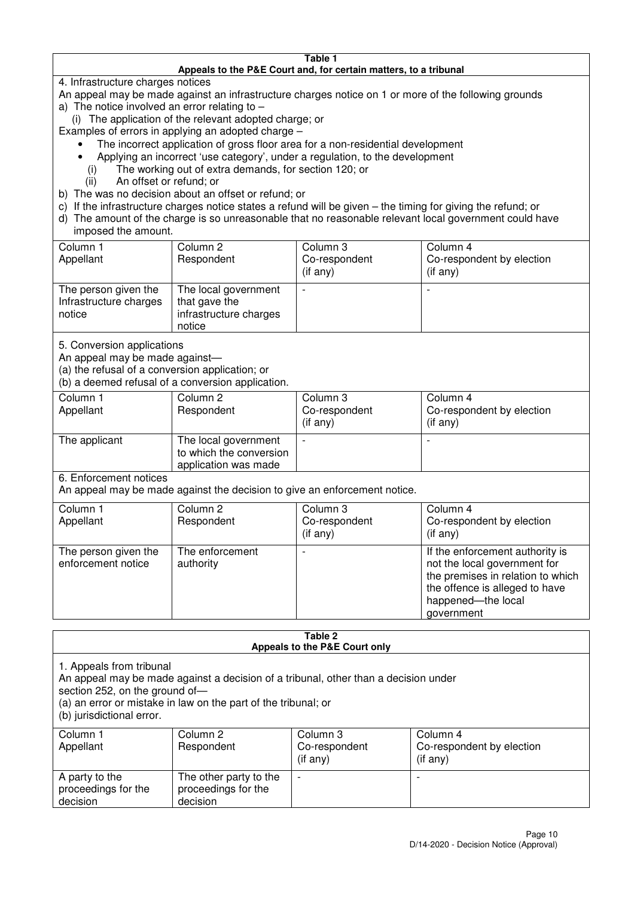**Table 1**
**Appeals to the P&E Court and, for certain matters, to a tribunal**

4. Infrastructure charges notices

An appeal may be made against an infrastructure charges notice on 1 or more of the following grounds

a) The notice involved an error relating to –

(i) The application of the relevant adopted charge; or

Examples of errors in applying an adopted charge –

- The incorrect application of gross floor area for a non-residential development
- Applying an incorrect 'use category', under a regulation, to the development

(i) The working out of extra demands, for section 120; or

(ii) An offset or refund; or

b) The was no decision about an offset or refund; or

c) If the infrastructure charges notice states a refund will be given – the timing for giving the refund; or

d) The amount of the charge is so unreasonable that no reasonable relevant local government could have imposed the amount.

| Column 1 Appellant | Column 2 Respondent | Column 3 Co-respondent (if any) | Column 4 Co-respondent by election (if any) |
|---|---|---|---|
| The person given the Infrastructure charges notice | The local government that gave the infrastructure charges notice | - | - |

5. Conversion applications

An appeal may be made against—

(a) the refusal of a conversion application; or

(b) a deemed refusal of a conversion application.

| Column 1 Appellant | Column 2 Respondent | Column 3 Co-respondent (if any) | Column 4 Co-respondent by election (if any) |
|---|---|---|---|
| The applicant | The local government to which the conversion application was made | - | - |

6. Enforcement notices

An appeal may be made against the decision to give an enforcement notice.

| Column 1 Appellant | Column 2 Respondent | Column 3 Co-respondent (if any) | Column 4 Co-respondent by election (if any) |
|---|---|---|---|
| The person given the enforcement notice | The enforcement authority | - | If the enforcement authority is not the local government for the premises in relation to which the offence is alleged to have happened—the local government |

**Table 2**
**Appeals to the P&E Court only**

1. Appeals from tribunal

An appeal may be made against a decision of a tribunal, other than a decision under section 252, on the ground of—

(a) an error or mistake in law on the part of the tribunal; or

(b) jurisdictional error.

| Column 1 Appellant | Column 2 Respondent | Column 3 Co-respondent (if any) | Column 4 Co-respondent by election (if any) |
|---|---|---|---|
| A party to the proceedings for the decision | The other party to the proceedings for the decision | - | - |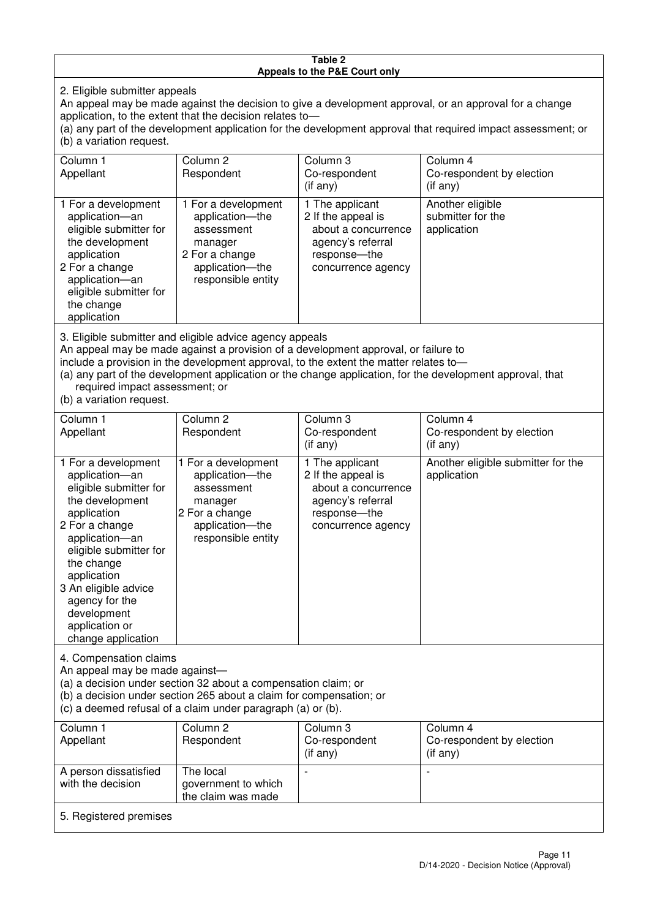**Table 2**
**Appeals to the P&E Court only**

2. Eligible submitter appeals

An appeal may be made against the decision to give a development approval, or an approval for a change application, to the extent that the decision relates to—

(a) any part of the development application for the development approval that required impact assessment; or

(b) a variation request.

| Column 1<br>Appellant | Column 2<br>Respondent | Column 3<br>Co-respondent<br>(if any) | Column 4<br>Co-respondent by election<br>(if any) |
|---|---|---|---|
| 1 For a development application—an eligible submitter for the development application<br>2 For a change application—an eligible submitter for the change application | 1 For a development application—the assessment manager<br>2 For a change application—the responsible entity | 1 The applicant<br>2 If the appeal is about a concurrence agency's referral response—the concurrence agency | Another eligible submitter for the application |

3. Eligible submitter and eligible advice agency appeals

An appeal may be made against a provision of a development approval, or failure to include a provision in the development approval, to the extent the matter relates to—

(a) any part of the development application or the change application, for the development approval, that required impact assessment; or

(b) a variation request.

| Column 1<br>Appellant | Column 2<br>Respondent | Column 3<br>Co-respondent<br>(if any) | Column 4<br>Co-respondent by election<br>(if any) |
|---|---|---|---|
| 1 For a development application—an eligible submitter for the development application<br>2 For a change application—an eligible submitter for the change application<br>3 An eligible advice agency for the development application or change application | 1 For a development application—the assessment manager<br>2 For a change application—the responsible entity | 1 The applicant<br>2 If the appeal is about a concurrence agency's referral response—the concurrence agency | Another eligible submitter for the application |

4. Compensation claims

An appeal may be made against—

(a) a decision under section 32 about a compensation claim; or

(b) a decision under section 265 about a claim for compensation; or

(c) a deemed refusal of a claim under paragraph (a) or (b).

| Column 1<br>Appellant | Column 2<br>Respondent | Column 3<br>Co-respondent<br>(if any) | Column 4<br>Co-respondent by election<br>(if any) |
|---|---|---|---|
| A person dissatisfied with the decision | The local government to which the claim was made | - | - |

5. Registered premises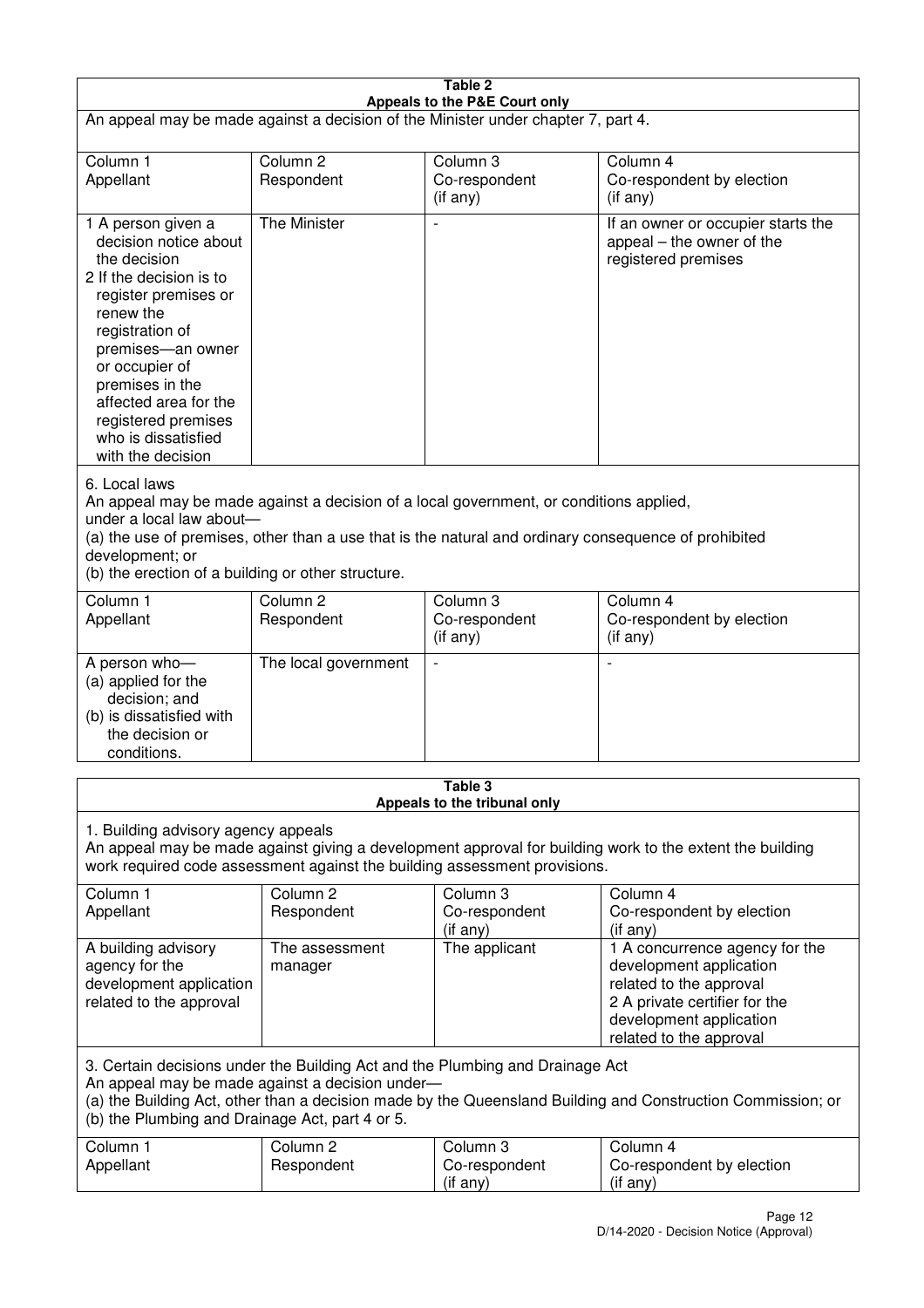**Table 2**
**Appeals to the P&E Court only**

An appeal may be made against a decision of the Minister under chapter 7, part 4.

| Column 1<br>Appellant | Column 2<br>Respondent | Column 3<br>Co-respondent<br>(if any) | Column 4<br>Co-respondent by election<br>(if any) |
|---|---|---|---|
| 1 A person given a decision notice about the decision<br>2 If the decision is to register premises or renew the registration of premises—an owner or occupier of premises in the affected area for the registered premises who is dissatisfied with the decision | The Minister | - | If an owner or occupier starts the appeal – the owner of the registered premises |

6. Local laws

An appeal may be made against a decision of a local government, or conditions applied, under a local law about—

(a) the use of premises, other than a use that is the natural and ordinary consequence of prohibited development; or

(b) the erection of a building or other structure.

| Column 1<br>Appellant | Column 2<br>Respondent | Column 3<br>Co-respondent<br>(if any) | Column 4<br>Co-respondent by election<br>(if any) |
|---|---|---|---|
| A person who—<br>(a) applied for the decision; and<br>(b) is dissatisfied with the decision or conditions. | The local government | - | - |

**Table 3**
**Appeals to the tribunal only**

1. Building advisory agency appeals

An appeal may be made against giving a development approval for building work to the extent the building work required code assessment against the building assessment provisions.

| Column 1<br>Appellant | Column 2<br>Respondent | Column 3<br>Co-respondent<br>(if any) | Column 4<br>Co-respondent by election<br>(if any) |
|---|---|---|---|
| A building advisory agency for the development application related to the approval | The assessment manager | The applicant | 1 A concurrence agency for the development application related to the approval<br>2 A private certifier for the development application related to the approval |

3. Certain decisions under the Building Act and the Plumbing and Drainage Act

An appeal may be made against a decision under—

(a) the Building Act, other than a decision made by the Queensland Building and Construction Commission; or

(b) the Plumbing and Drainage Act, part 4 or 5.

| Column 1<br>Appellant | Column 2<br>Respondent | Column 3<br>Co-respondent<br>(if any) | Column 4<br>Co-respondent by election<br>(if any) |
|---|---|---|---|

D/14-2020 - Decision Notice (Approval)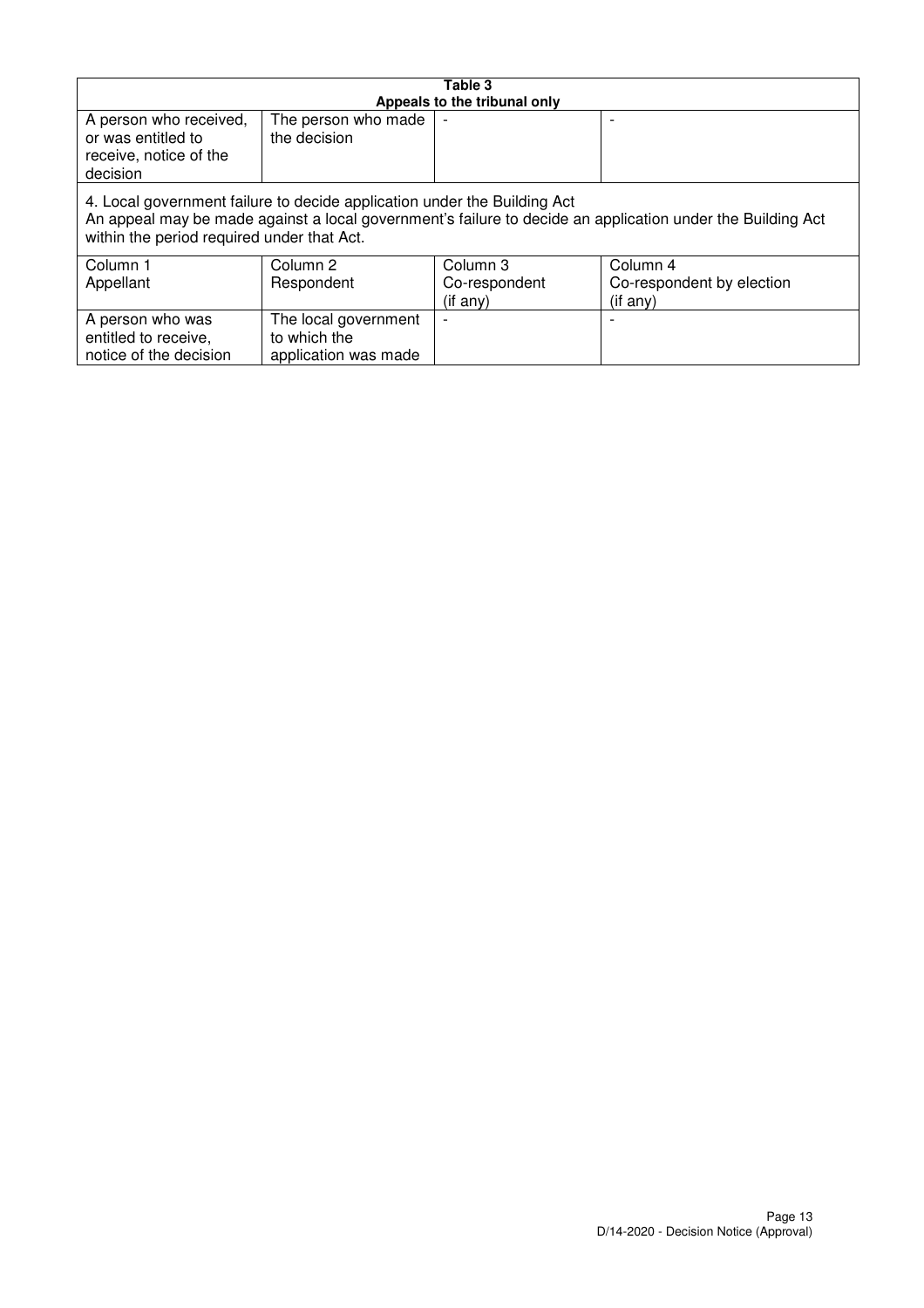**Table 3**
**Appeals to the tribunal only**

| | | | |
|---|---|---|---|
| A person who received, or was entitled to receive, notice of the decision | The person who made the decision | - | - |

4. Local government failure to decide application under the Building Act
An appeal may be made against a local government's failure to decide an application under the Building Act within the period required under that Act.

| Column 1 Appellant | Column 2 Respondent | Column 3 Co-respondent (if any) | Column 4 Co-respondent by election (if any) |
|---|---|---|---|
| A person who was entitled to receive, notice of the decision | The local government to which the application was made | - | - |